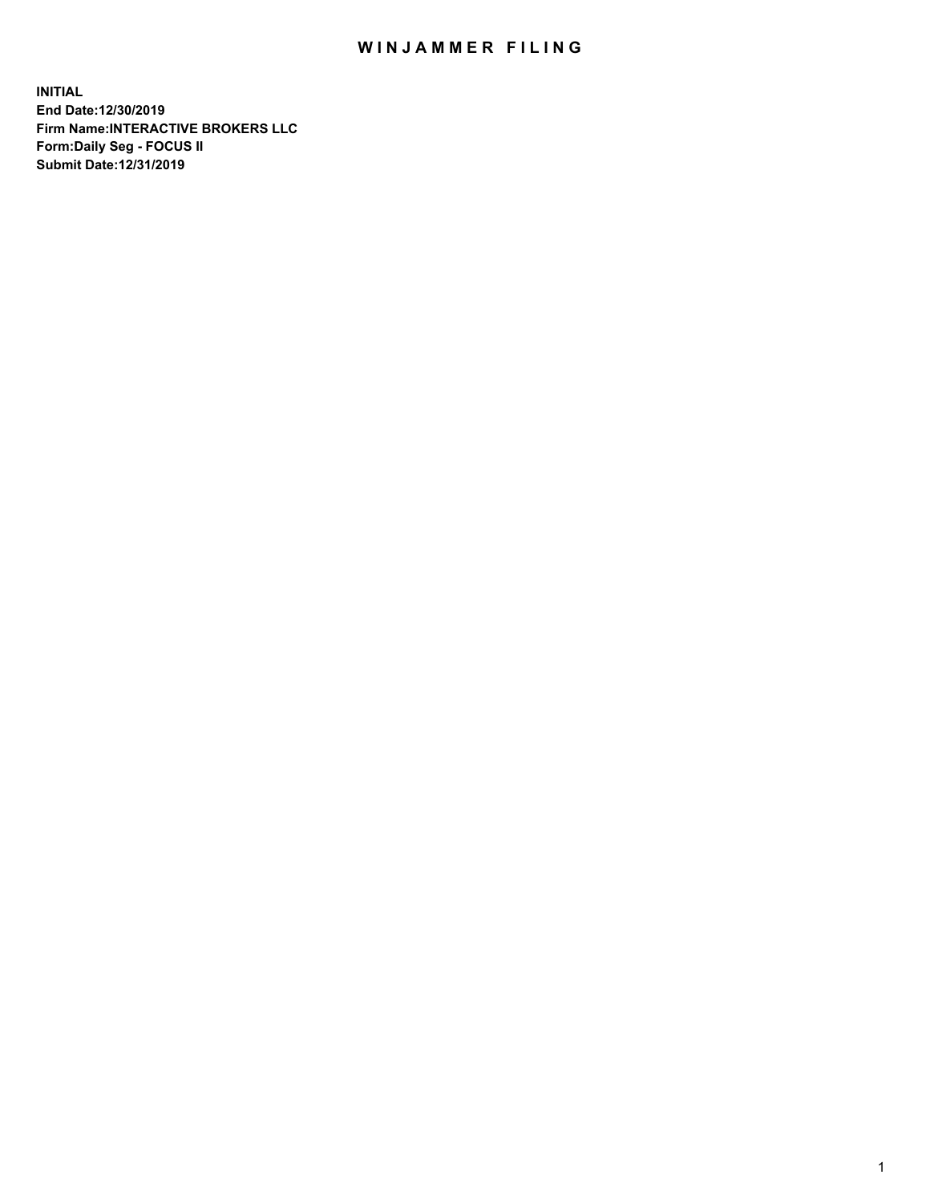# WINJAMMER FILING

**INITIAL**
**End Date:12/30/2019**
**Firm Name:INTERACTIVE BROKERS LLC**
**Form:Daily Seg - FOCUS II**
**Submit Date:12/31/2019**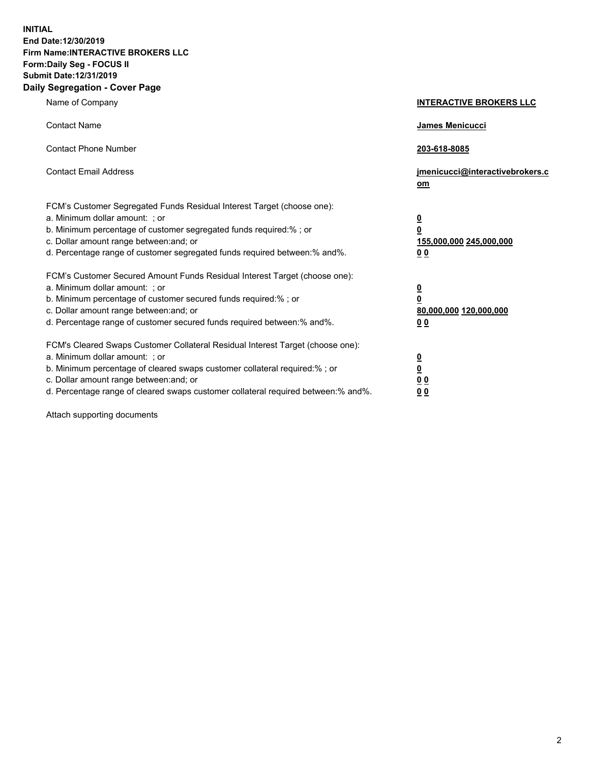**INITIAL**
**End Date:12/30/2019**
**Firm Name:INTERACTIVE BROKERS LLC**
**Form:Daily Seg - FOCUS II**
**Submit Date:12/31/2019**
**Daily Segregation - Cover Page**

| | |
|---|---|
| Name of Company | **INTERACTIVE BROKERS LLC** |
| Contact Name | **James Menicucci** |
| Contact Phone Number | **203-618-8085** |
| Contact Email Address | **jmenicucci@interactivebrokers.com** |
| FCM's Customer Segregated Funds Residual Interest Target (choose one): | |
| a. Minimum dollar amount: ; or | **0** |
| b. Minimum percentage of customer segregated funds required:% ; or | **0** |
| c. Dollar amount range between:and; or | **155,000,000 245,000,000** |
| d. Percentage range of customer segregated funds required between:% and%. | **0 0** |
| FCM's Customer Secured Amount Funds Residual Interest Target (choose one): | |
| a. Minimum dollar amount: ; or | **0** |
| b. Minimum percentage of customer secured funds required:% ; or | **0** |
| c. Dollar amount range between:and; or | **80,000,000 120,000,000** |
| d. Percentage range of customer secured funds required between:% and%. | **0 0** |
| FCM's Cleared Swaps Customer Collateral Residual Interest Target (choose one): | |
| a. Minimum dollar amount: ; or | **0** |
| b. Minimum percentage of cleared swaps customer collateral required:% ; or | **0** |
| c. Dollar amount range between:and; or | **0 0** |
| d. Percentage range of cleared swaps customer collateral required between:% and%. | **0 0** |

Attach supporting documents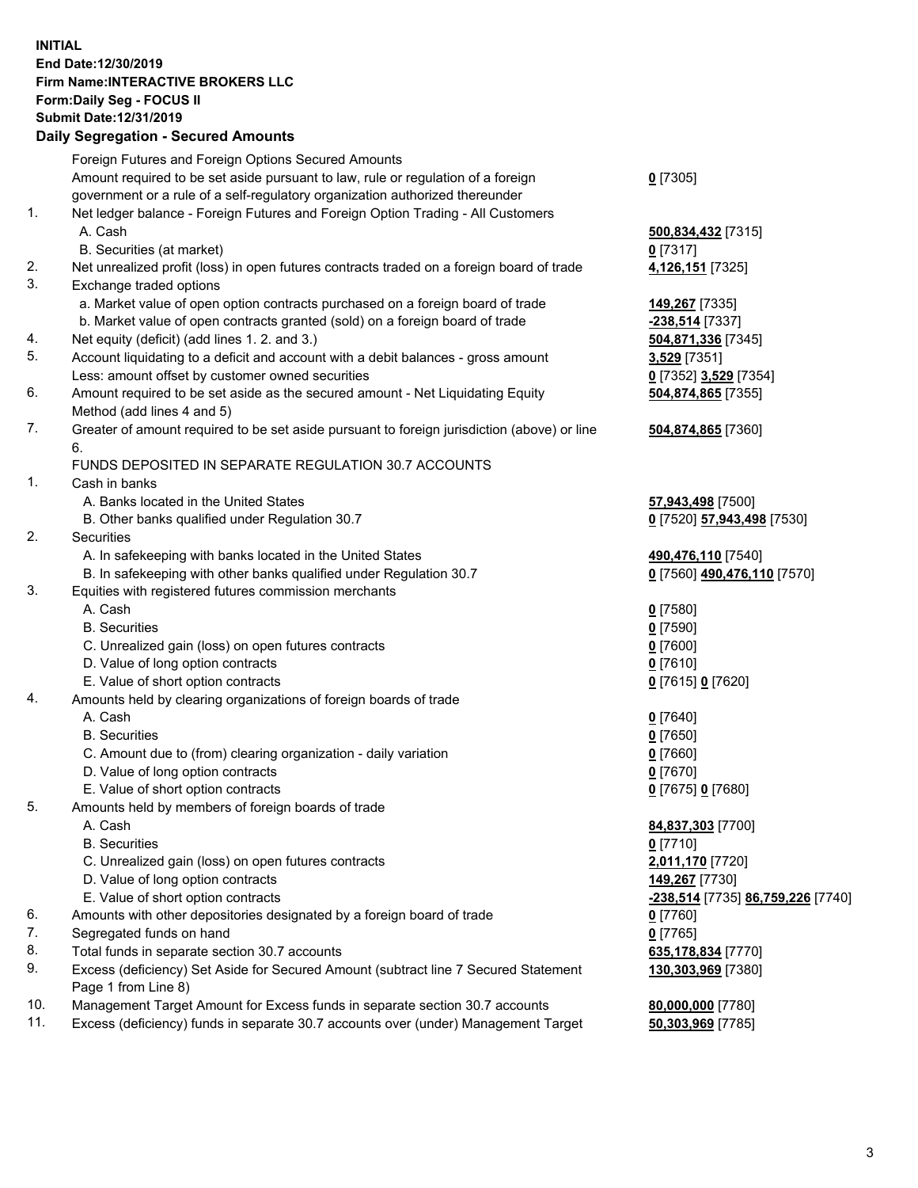**INITIAL**
**End Date:12/30/2019**
**Firm Name:INTERACTIVE BROKERS LLC**
**Form:Daily Seg - FOCUS II**
**Submit Date:12/31/2019**

## Daily Segregation - Secured Amounts

| | | |
|---|---|---|
| | Foreign Futures and Foreign Options Secured Amounts | |
| | Amount required to be set aside pursuant to law, rule or regulation of a foreign government or a rule of a self-regulatory organization authorized thereunder | **0** [7305] |
| 1. | Net ledger balance - Foreign Futures and Foreign Option Trading - All Customers | |
| | A. Cash | **500,834,432** [7315] |
| | B. Securities (at market) | **0** [7317] |
| 2. | Net unrealized profit (loss) in open futures contracts traded on a foreign board of trade | **4,126,151** [7325] |
| 3. | Exchange traded options | |
| | a. Market value of open option contracts purchased on a foreign board of trade | **149,267** [7335] |
| | b. Market value of open contracts granted (sold) on a foreign board of trade | **-238,514** [7337] |
| 4. | Net equity (deficit) (add lines 1. 2. and 3.) | **504,871,336** [7345] |
| 5. | Account liquidating to a deficit and account with a debit balances - gross amount | **3,529** [7351] |
| | Less: amount offset by customer owned securities | **0** [7352] **3,529** [7354] |
| 6. | Amount required to be set aside as the secured amount - Net Liquidating Equity Method (add lines 4 and 5) | **504,874,865** [7355] |
| 7. | Greater of amount required to be set aside pursuant to foreign jurisdiction (above) or line 6. | **504,874,865** [7360] |
| | FUNDS DEPOSITED IN SEPARATE REGULATION 30.7 ACCOUNTS | |
| 1. | Cash in banks | |
| | A. Banks located in the United States | **57,943,498** [7500] |
| | B. Other banks qualified under Regulation 30.7 | **0** [7520] **57,943,498** [7530] |
| 2. | Securities | |
| | A. In safekeeping with banks located in the United States | **490,476,110** [7540] |
| | B. In safekeeping with other banks qualified under Regulation 30.7 | **0** [7560] **490,476,110** [7570] |
| 3. | Equities with registered futures commission merchants | |
| | A. Cash | **0** [7580] |
| | B. Securities | **0** [7590] |
| | C. Unrealized gain (loss) on open futures contracts | **0** [7600] |
| | D. Value of long option contracts | **0** [7610] |
| | E. Value of short option contracts | **0** [7615] **0** [7620] |
| 4. | Amounts held by clearing organizations of foreign boards of trade | |
| | A. Cash | **0** [7640] |
| | B. Securities | **0** [7650] |
| | C. Amount due to (from) clearing organization - daily variation | **0** [7660] |
| | D. Value of long option contracts | **0** [7670] |
| | E. Value of short option contracts | **0** [7675] **0** [7680] |
| 5. | Amounts held by members of foreign boards of trade | |
| | A. Cash | **84,837,303** [7700] |
| | B. Securities | **0** [7710] |
| | C. Unrealized gain (loss) on open futures contracts | **2,011,170** [7720] |
| | D. Value of long option contracts | **149,267** [7730] |
| | E. Value of short option contracts | **-238,514** [7735] **86,759,226** [7740] |
| 6. | Amounts with other depositories designated by a foreign board of trade | **0** [7760] |
| 7. | Segregated funds on hand | **0** [7765] |
| 8. | Total funds in separate section 30.7 accounts | **635,178,834** [7770] |
| 9. | Excess (deficiency) Set Aside for Secured Amount (subtract line 7 Secured Statement Page 1 from Line 8) | **130,303,969** [7380] |
| 10. | Management Target Amount for Excess funds in separate section 30.7 accounts | **80,000,000** [7780] |
| 11. | Excess (deficiency) funds in separate 30.7 accounts over (under) Management Target | **50,303,969** [7785] |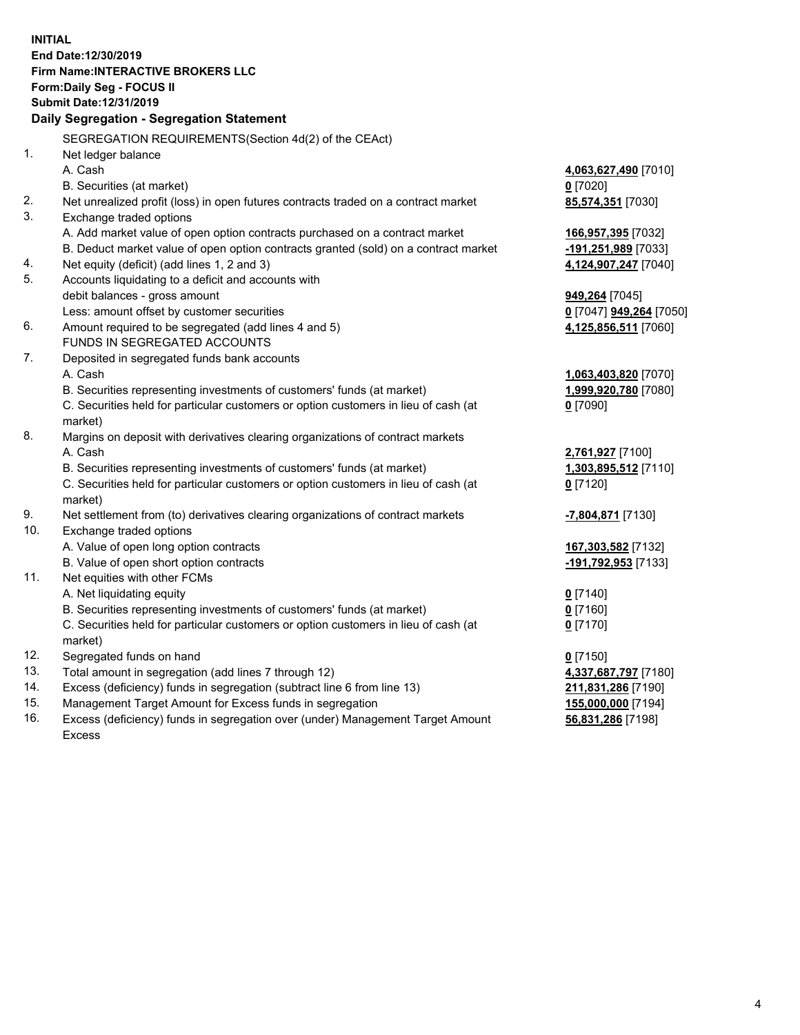**INITIAL**
**End Date:12/30/2019**
**Firm Name:INTERACTIVE BROKERS LLC**
**Form:Daily Seg - FOCUS II**
**Submit Date:12/31/2019**

## Daily Segregation - Segregation Statement

| | | |
|---|---|---|
| | SEGREGATION REQUIREMENTS(Section 4d(2) of the CEAct) | |
| 1. | Net ledger balance | |
| | A. Cash | **4,063,627,490** [7010] |
| | B. Securities (at market) | **0** [7020] |
| 2. | Net unrealized profit (loss) in open futures contracts traded on a contract market | **85,574,351** [7030] |
| 3. | Exchange traded options | |
| | A. Add market value of open option contracts purchased on a contract market | **166,957,395** [7032] |
| | B. Deduct market value of open option contracts granted (sold) on a contract market | **-191,251,989** [7033] |
| 4. | Net equity (deficit) (add lines 1, 2 and 3) | **4,124,907,247** [7040] |
| 5. | Accounts liquidating to a deficit and accounts with | |
| | debit balances - gross amount | **949,264** [7045] |
| | Less: amount offset by customer securities | **0** [7047] **949,264** [7050] |
| 6. | Amount required to be segregated (add lines 4 and 5) | **4,125,856,511** [7060] |
| | FUNDS IN SEGREGATED ACCOUNTS | |
| 7. | Deposited in segregated funds bank accounts | |
| | A. Cash | **1,063,403,820** [7070] |
| | B. Securities representing investments of customers' funds (at market) | **1,999,920,780** [7080] |
| | C. Securities held for particular customers or option customers in lieu of cash (at market) | **0** [7090] |
| 8. | Margins on deposit with derivatives clearing organizations of contract markets | |
| | A. Cash | **2,761,927** [7100] |
| | B. Securities representing investments of customers' funds (at market) | **1,303,895,512** [7110] |
| | C. Securities held for particular customers or option customers in lieu of cash (at market) | **0** [7120] |
| 9. | Net settlement from (to) derivatives clearing organizations of contract markets | **-7,804,871** [7130] |
| 10. | Exchange traded options | |
| | A. Value of open long option contracts | **167,303,582** [7132] |
| | B. Value of open short option contracts | **-191,792,953** [7133] |
| 11. | Net equities with other FCMs | |
| | A. Net liquidating equity | **0** [7140] |
| | B. Securities representing investments of customers' funds (at market) | **0** [7160] |
| | C. Securities held for particular customers or option customers in lieu of cash (at market) | **0** [7170] |
| 12. | Segregated funds on hand | **0** [7150] |
| 13. | Total amount in segregation (add lines 7 through 12) | **4,337,687,797** [7180] |
| 14. | Excess (deficiency) funds in segregation (subtract line 6 from line 13) | **211,831,286** [7190] |
| 15. | Management Target Amount for Excess funds in segregation | **155,000,000** [7194] |
| 16. | Excess (deficiency) funds in segregation over (under) Management Target Amount Excess | **56,831,286** [7198] |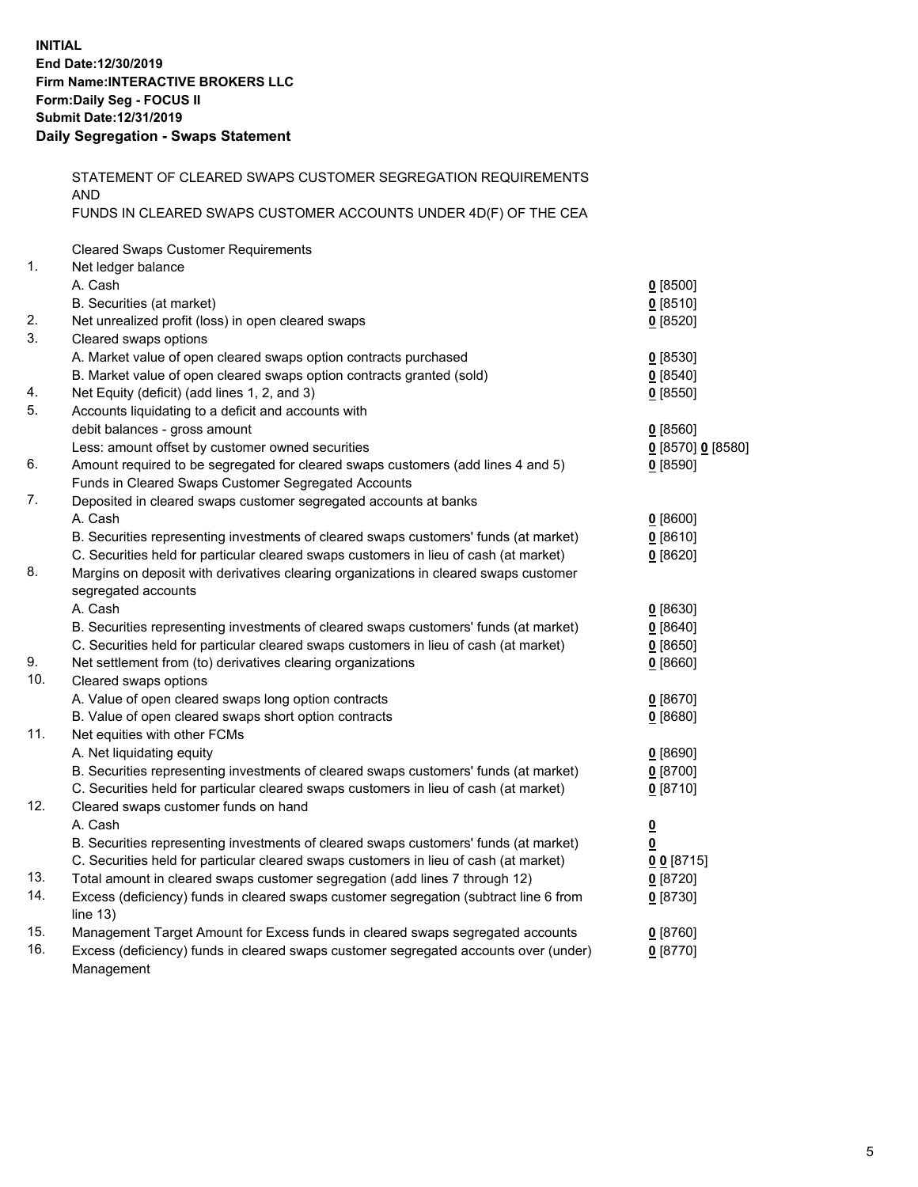**INITIAL**
**End Date:12/30/2019**
**Firm Name:INTERACTIVE BROKERS LLC**
**Form:Daily Seg - FOCUS II**
**Submit Date:12/31/2019**
**Daily Segregation - Swaps Statement**

STATEMENT OF CLEARED SWAPS CUSTOMER SEGREGATION REQUIREMENTS AND FUNDS IN CLEARED SWAPS CUSTOMER ACCOUNTS UNDER 4D(F) OF THE CEA

| | | |
|---|---|---|
| | Cleared Swaps Customer Requirements | |
| 1. | Net ledger balance | |
| | A. Cash | 0 [8500] |
| | B. Securities (at market) | 0 [8510] |
| 2. | Net unrealized profit (loss) in open cleared swaps | 0 [8520] |
| 3. | Cleared swaps options | |
| | A. Market value of open cleared swaps option contracts purchased | 0 [8530] |
| | B. Market value of open cleared swaps option contracts granted (sold) | 0 [8540] |
| 4. | Net Equity (deficit) (add lines 1, 2, and 3) | 0 [8550] |
| 5. | Accounts liquidating to a deficit and accounts with | |
| | debit balances - gross amount | 0 [8560] |
| | Less: amount offset by customer owned securities | 0 [8570] 0 [8580] |
| 6. | Amount required to be segregated for cleared swaps customers (add lines 4 and 5) | 0 [8590] |
| | Funds in Cleared Swaps Customer Segregated Accounts | |
| 7. | Deposited in cleared swaps customer segregated accounts at banks | |
| | A. Cash | 0 [8600] |
| | B. Securities representing investments of cleared swaps customers' funds (at market) | 0 [8610] |
| | C. Securities held for particular cleared swaps customers in lieu of cash (at market) | 0 [8620] |
| 8. | Margins on deposit with derivatives clearing organizations in cleared swaps customer segregated accounts | |
| | A. Cash | 0 [8630] |
| | B. Securities representing investments of cleared swaps customers' funds (at market) | 0 [8640] |
| | C. Securities held for particular cleared swaps customers in lieu of cash (at market) | 0 [8650] |
| 9. | Net settlement from (to) derivatives clearing organizations | 0 [8660] |
| 10. | Cleared swaps options | |
| | A. Value of open cleared swaps long option contracts | 0 [8670] |
| | B. Value of open cleared swaps short option contracts | 0 [8680] |
| 11. | Net equities with other FCMs | |
| | A. Net liquidating equity | 0 [8690] |
| | B. Securities representing investments of cleared swaps customers' funds (at market) | 0 [8700] |
| | C. Securities held for particular cleared swaps customers in lieu of cash (at market) | 0 [8710] |
| 12. | Cleared swaps customer funds on hand | |
| | A. Cash | 0 |
| | B. Securities representing investments of cleared swaps customers' funds (at market) | 0 |
| | C. Securities held for particular cleared swaps customers in lieu of cash (at market) | 0 0 [8715] |
| 13. | Total amount in cleared swaps customer segregation (add lines 7 through 12) | 0 [8720] |
| 14. | Excess (deficiency) funds in cleared swaps customer segregation (subtract line 6 from line 13) | 0 [8730] |
| 15. | Management Target Amount for Excess funds in cleared swaps segregated accounts | 0 [8760] |
| 16. | Excess (deficiency) funds in cleared swaps customer segregated accounts over (under) Management | 0 [8770] |